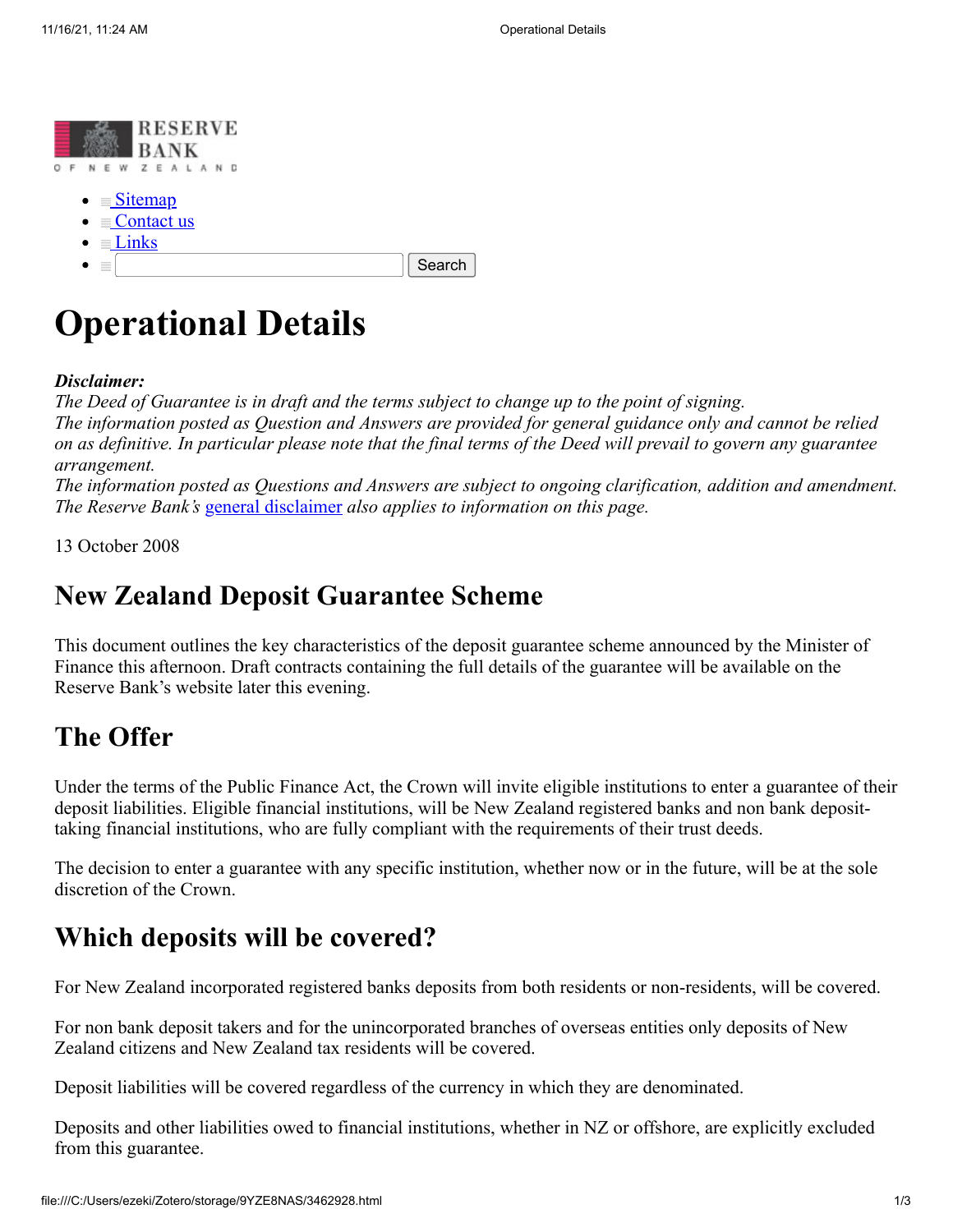- Sitemap
- Contact us
- Links
- Search

# Operational Details

***Disclaimer:***
*The Deed of Guarantee is in draft and the terms subject to change up to the point of signing.*
*The information posted as Question and Answers are provided for general guidance only and cannot be relied on as definitive. In particular please note that the final terms of the Deed will prevail to govern any guarantee arrangement.*
*The information posted as Questions and Answers are subject to ongoing clarification, addition and amendment.*
*The Reserve Bank's general disclaimer also applies to information on this page.*

13 October 2008

## New Zealand Deposit Guarantee Scheme

This document outlines the key characteristics of the deposit guarantee scheme announced by the Minister of Finance this afternoon. Draft contracts containing the full details of the guarantee will be available on the Reserve Bank's website later this evening.

## The Offer

Under the terms of the Public Finance Act, the Crown will invite eligible institutions to enter a guarantee of their deposit liabilities. Eligible financial institutions, will be New Zealand registered banks and non bank deposit-taking financial institutions, who are fully compliant with the requirements of their trust deeds.

The decision to enter a guarantee with any specific institution, whether now or in the future, will be at the sole discretion of the Crown.

## Which deposits will be covered?

For New Zealand incorporated registered banks deposits from both residents or non-residents, will be covered.

For non bank deposit takers and for the unincorporated branches of overseas entities only deposits of New Zealand citizens and New Zealand tax residents will be covered.

Deposit liabilities will be covered regardless of the currency in which they are denominated.

Deposits and other liabilities owed to financial institutions, whether in NZ or offshore, are explicitly excluded from this guarantee.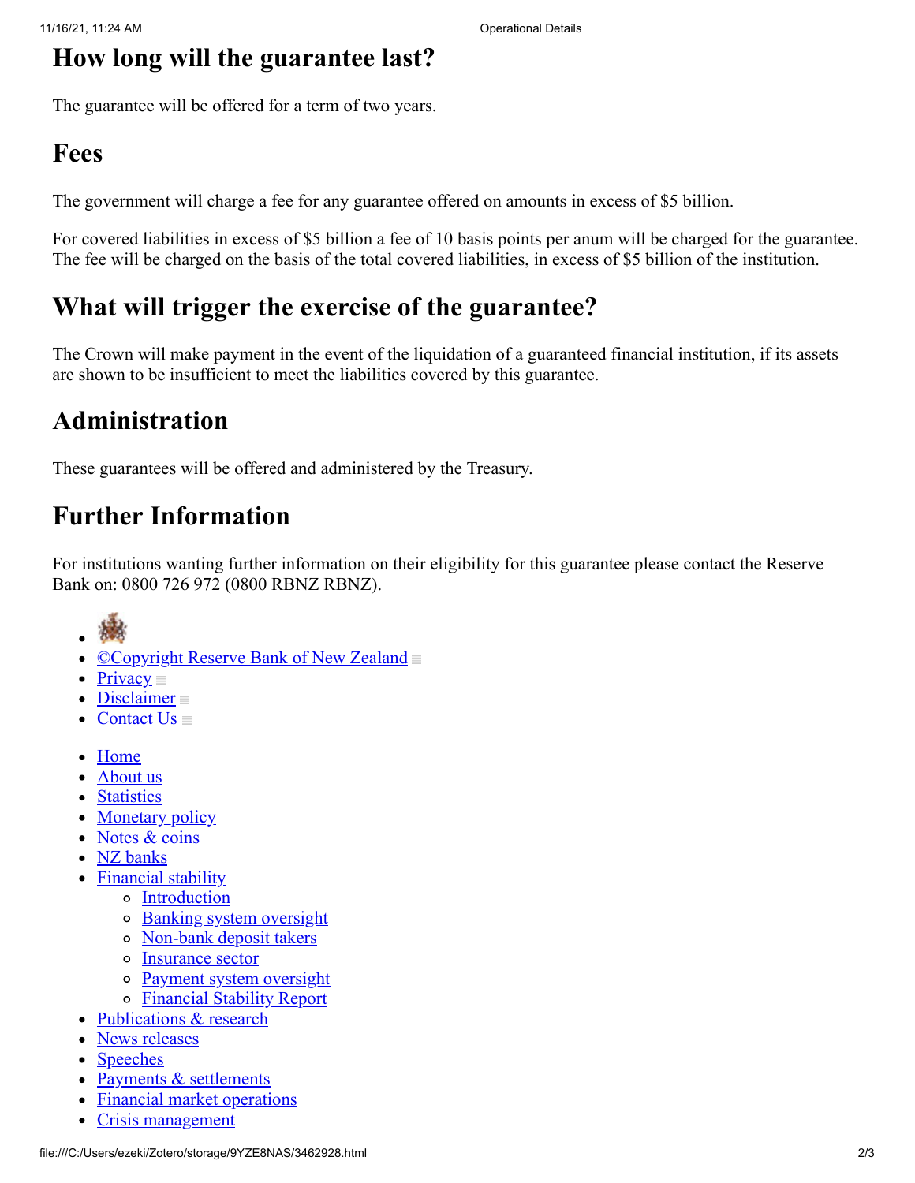## How long will the guarantee last?

The guarantee will be offered for a term of two years.

## Fees

The government will charge a fee for any guarantee offered on amounts in excess of $5 billion.

For covered liabilities in excess of $5 billion a fee of 10 basis points per anum will be charged for the guarantee. The fee will be charged on the basis of the total covered liabilities, in excess of $5 billion of the institution.

## What will trigger the exercise of the guarantee?

The Crown will make payment in the event of the liquidation of a guaranteed financial institution, if its assets are shown to be insufficient to meet the liabilities covered by this guarantee.

## Administration

These guarantees will be offered and administered by the Treasury.

## Further Information

For institutions wanting further information on their eligibility for this guarantee please contact the Reserve Bank on: 0800 726 972 (0800 RBNZ RBNZ).

- ©Copyright Reserve Bank of New Zealand
- Privacy
- Disclaimer
- Contact Us

- Home
- About us
- Statistics
- Monetary policy
- Notes & coins
- NZ banks
- Financial stability
  - Introduction
  - Banking system oversight
  - Non-bank deposit takers
  - Insurance sector
  - Payment system oversight
  - Financial Stability Report
- Publications & research
- News releases
- Speeches
- Payments & settlements
- Financial market operations
- Crisis management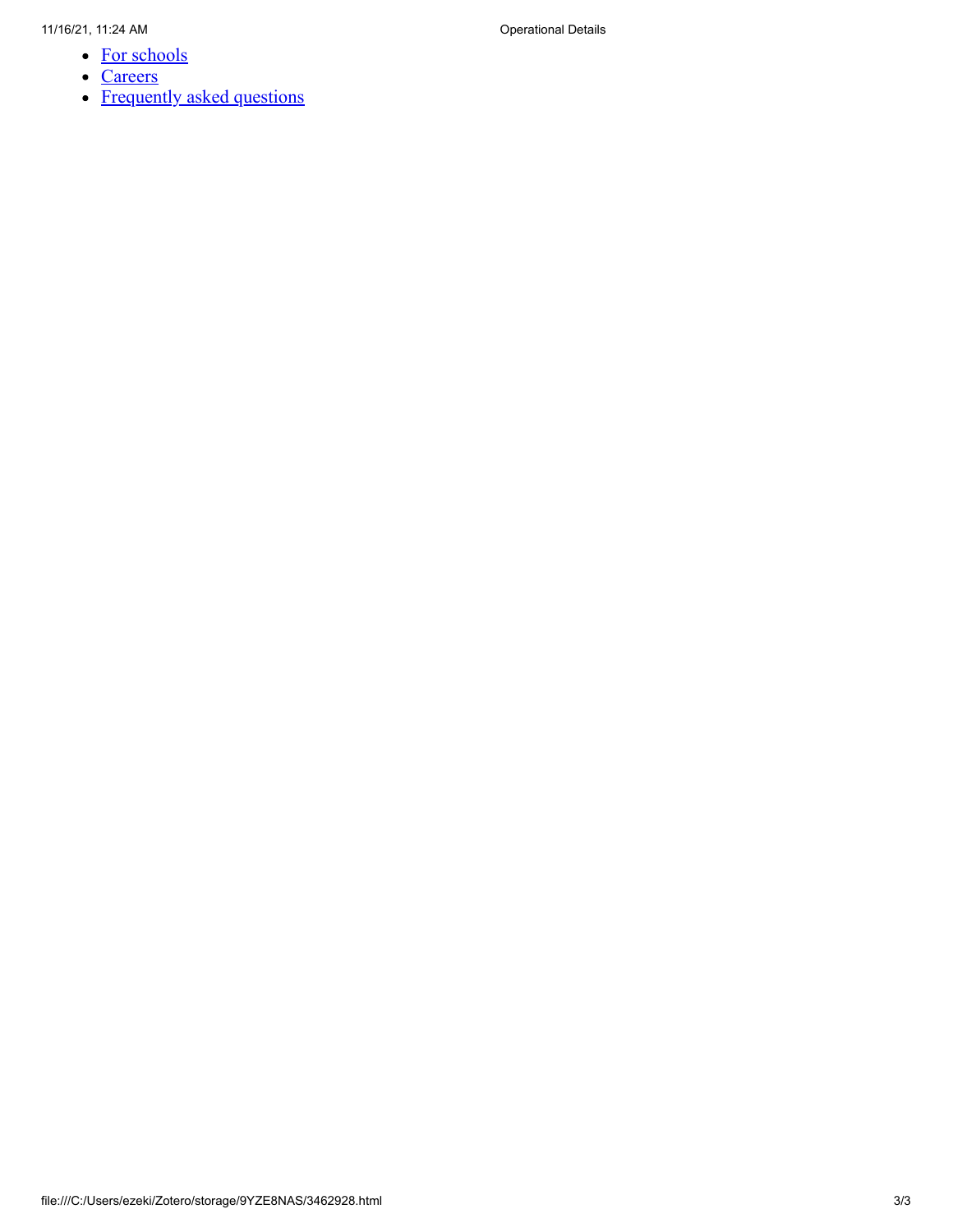- For schools
- Careers
- Frequently asked questions